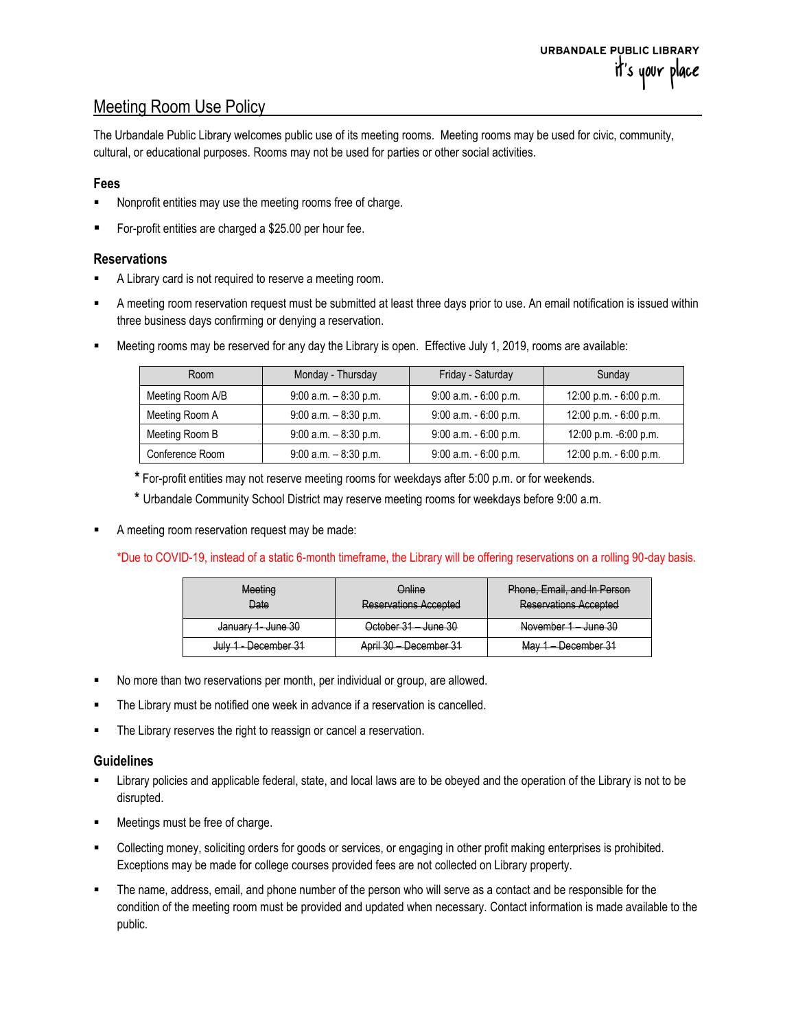URBANDALE PUBLIC LIBRARY
it's your place

# Meeting Room Use Policy

The Urbandale Public Library welcomes public use of its meeting rooms. Meeting rooms may be used for civic, community, cultural, or educational purposes. Rooms may not be used for parties or other social activities.

### Fees

- Nonprofit entities may use the meeting rooms free of charge.
- For-profit entities are charged a $25.00 per hour fee.

### Reservations

- A Library card is not required to reserve a meeting room.
- A meeting room reservation request must be submitted at least three days prior to use. An email notification is issued within three business days confirming or denying a reservation.
- Meeting rooms may be reserved for any day the Library is open. Effective July 1, 2019, rooms are available:

| Room | Monday - Thursday | Friday - Saturday | Sunday |
|---|---|---|---|
| Meeting Room A/B | 9:00 a.m. – 8:30 p.m. | 9:00 a.m. - 6:00 p.m. | 12:00 p.m. - 6:00 p.m. |
| Meeting Room A | 9:00 a.m. – 8:30 p.m. | 9:00 a.m. - 6:00 p.m. | 12:00 p.m. - 6:00 p.m. |
| Meeting Room B | 9:00 a.m. – 8:30 p.m. | 9:00 a.m. - 6:00 p.m. | 12:00 p.m. -6:00 p.m. |
| Conference Room | 9:00 a.m. – 8:30 p.m. | 9:00 a.m. - 6:00 p.m. | 12:00 p.m. - 6:00 p.m. |

\* For-profit entities may not reserve meeting rooms for weekdays after 5:00 p.m. or for weekends.

\* Urbandale Community School District may reserve meeting rooms for weekdays before 9:00 a.m.

- A meeting room reservation request may be made:

*Due to COVID-19, instead of a static 6-month timeframe, the Library will be offering reservations on a rolling 90-day basis.

| ~~Meeting Date~~ | ~~Online Reservations Accepted~~ | ~~Phone, Email, and In Person Reservations Accepted~~ |
|---|---|---|
| ~~January 1- June 30~~ | ~~October 31 – June 30~~ | ~~November 1 – June 30~~ |
| ~~July 1 - December 31~~ | ~~April 30 – December 31~~ | ~~May 1 – December 31~~ |

- No more than two reservations per month, per individual or group, are allowed.
- The Library must be notified one week in advance if a reservation is cancelled.
- The Library reserves the right to reassign or cancel a reservation.

### Guidelines

- Library policies and applicable federal, state, and local laws are to be obeyed and the operation of the Library is not to be disrupted.
- Meetings must be free of charge.
- Collecting money, soliciting orders for goods or services, or engaging in other profit making enterprises is prohibited. Exceptions may be made for college courses provided fees are not collected on Library property.
- The name, address, email, and phone number of the person who will serve as a contact and be responsible for the condition of the meeting room must be provided and updated when necessary. Contact information is made available to the public.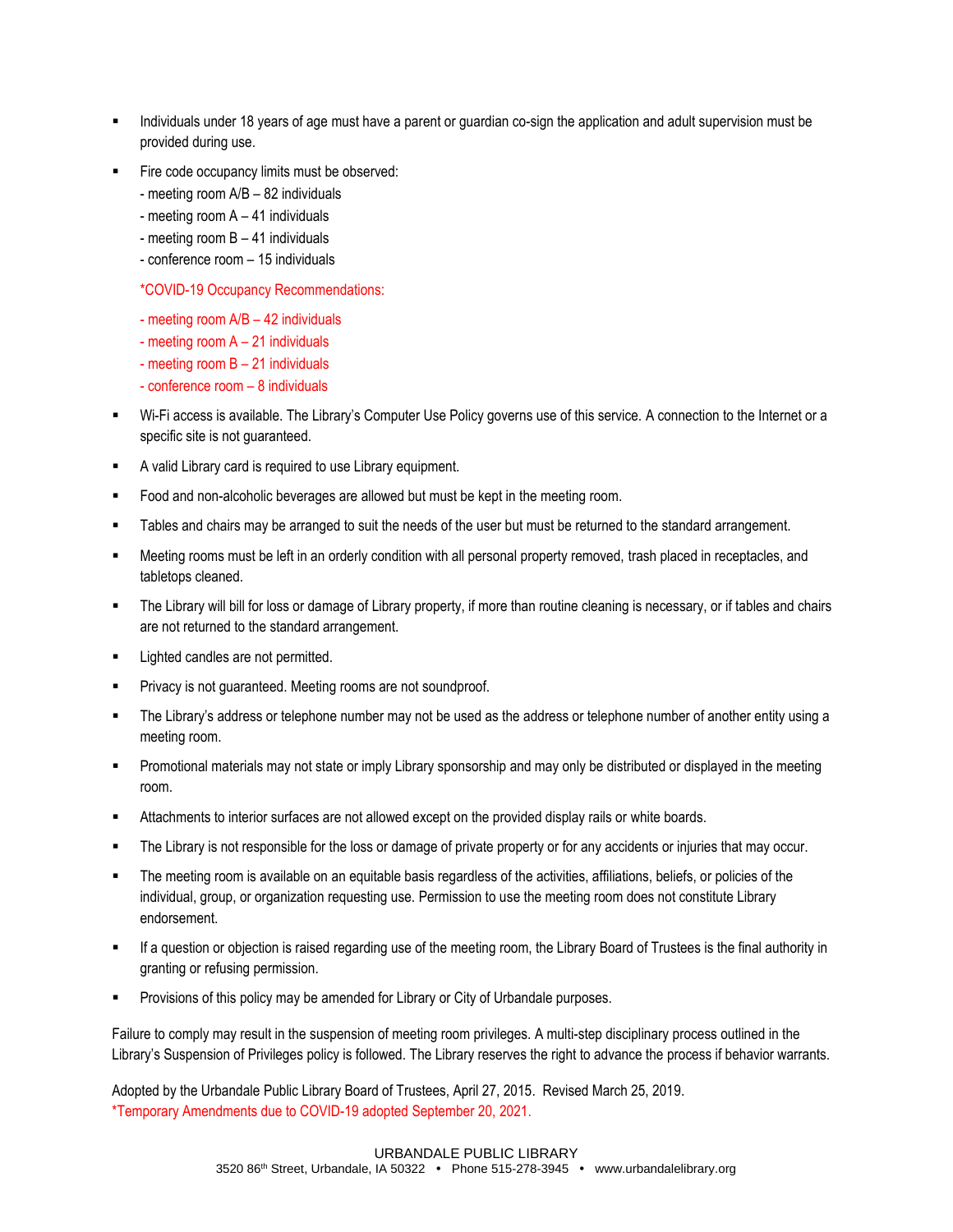- Individuals under 18 years of age must have a parent or guardian co-sign the application and adult supervision must be provided during use.
- Fire code occupancy limits must be observed:
  - meeting room A/B – 82 individuals
  - meeting room A – 41 individuals
  - meeting room B – 41 individuals
  - conference room – 15 individuals

  *COVID-19 Occupancy Recommendations:

  - meeting room A/B – 42 individuals
  - meeting room A – 21 individuals
  - meeting room B – 21 individuals
  - conference room – 8 individuals
- Wi-Fi access is available. The Library's Computer Use Policy governs use of this service. A connection to the Internet or a specific site is not guaranteed.
- A valid Library card is required to use Library equipment.
- Food and non-alcoholic beverages are allowed but must be kept in the meeting room.
- Tables and chairs may be arranged to suit the needs of the user but must be returned to the standard arrangement.
- Meeting rooms must be left in an orderly condition with all personal property removed, trash placed in receptacles, and tabletops cleaned.
- The Library will bill for loss or damage of Library property, if more than routine cleaning is necessary, or if tables and chairs are not returned to the standard arrangement.
- Lighted candles are not permitted.
- Privacy is not guaranteed. Meeting rooms are not soundproof.
- The Library's address or telephone number may not be used as the address or telephone number of another entity using a meeting room.
- Promotional materials may not state or imply Library sponsorship and may only be distributed or displayed in the meeting room.
- Attachments to interior surfaces are not allowed except on the provided display rails or white boards.
- The Library is not responsible for the loss or damage of private property or for any accidents or injuries that may occur.
- The meeting room is available on an equitable basis regardless of the activities, affiliations, beliefs, or policies of the individual, group, or organization requesting use. Permission to use the meeting room does not constitute Library endorsement.
- If a question or objection is raised regarding use of the meeting room, the Library Board of Trustees is the final authority in granting or refusing permission.
- Provisions of this policy may be amended for Library or City of Urbandale purposes.

Failure to comply may result in the suspension of meeting room privileges. A multi-step disciplinary process outlined in the Library's Suspension of Privileges policy is followed. The Library reserves the right to advance the process if behavior warrants.

Adopted by the Urbandale Public Library Board of Trustees, April 27, 2015. Revised March 25, 2019.
*Temporary Amendments due to COVID-19 adopted September 20, 2021.

URBANDALE PUBLIC LIBRARY
3520 86th Street, Urbandale, IA 50322 • Phone 515-278-3945 • www.urbandalelibrary.org